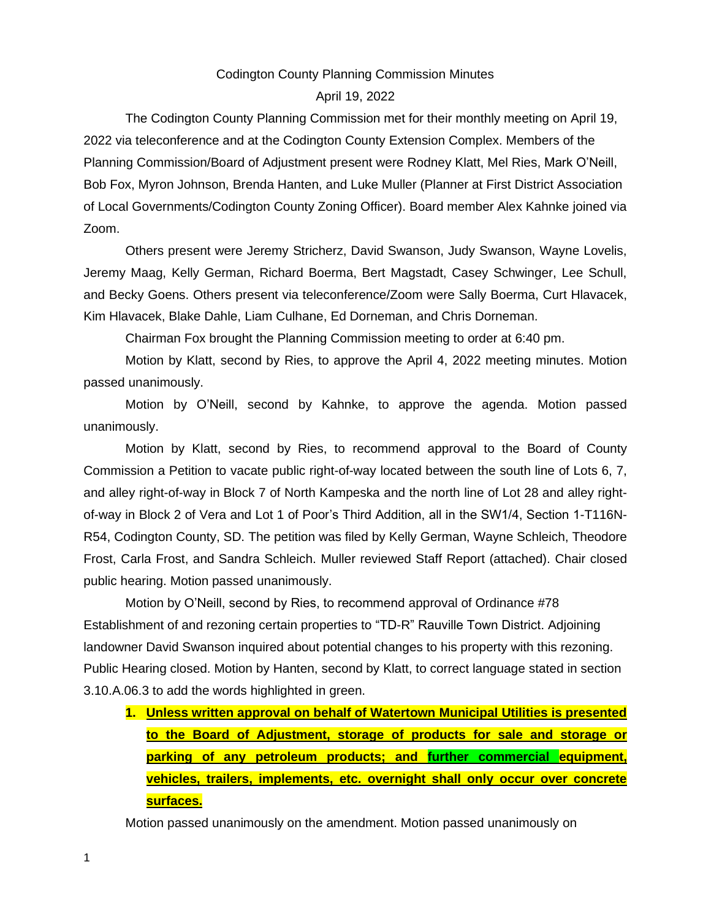Codington County Planning Commission Minutes

April 19, 2022

The Codington County Planning Commission met for their monthly meeting on April 19, 2022 via teleconference and at the Codington County Extension Complex. Members of the Planning Commission/Board of Adjustment present were Rodney Klatt, Mel Ries, Mark O'Neill, Bob Fox, Myron Johnson, Brenda Hanten, and Luke Muller (Planner at First District Association of Local Governments/Codington County Zoning Officer). Board member Alex Kahnke joined via Zoom.

Others present were Jeremy Stricherz, David Swanson, Judy Swanson, Wayne Lovelis, Jeremy Maag, Kelly German, Richard Boerma, Bert Magstadt, Casey Schwinger, Lee Schull, and Becky Goens. Others present via teleconference/Zoom were Sally Boerma, Curt Hlavacek, Kim Hlavacek, Blake Dahle, Liam Culhane, Ed Dorneman, and Chris Dorneman.

Chairman Fox brought the Planning Commission meeting to order at 6:40 pm.

Motion by Klatt, second by Ries, to approve the April 4, 2022 meeting minutes. Motion passed unanimously.

Motion by O'Neill, second by Kahnke, to approve the agenda. Motion passed unanimously.

Motion by Klatt, second by Ries, to recommend approval to the Board of County Commission a Petition to vacate public right-of-way located between the south line of Lots 6, 7, and alley right-of-way in Block 7 of North Kampeska and the north line of Lot 28 and alley right-of-way in Block 2 of Vera and Lot 1 of Poor's Third Addition, all in the SW1/4, Section 1-T116N-R54, Codington County, SD. The petition was filed by Kelly German, Wayne Schleich, Theodore Frost, Carla Frost, and Sandra Schleich. Muller reviewed Staff Report (attached). Chair closed public hearing. Motion passed unanimously.

Motion by O'Neill, second by Ries, to recommend approval of Ordinance #78 Establishment of and rezoning certain properties to "TD-R" Rauville Town District. Adjoining landowner David Swanson inquired about potential changes to his property with this rezoning. Public Hearing closed. Motion by Hanten, second by Klatt, to correct language stated in section 3.10.A.06.3 to add the words highlighted in green.

1. **Unless written approval on behalf of Watertown Municipal Utilities is presented to the Board of Adjustment, storage of products for sale and storage or parking of any petroleum products; and further commercial equipment, vehicles, trailers, implements, etc. overnight shall only occur over concrete surfaces.**

Motion passed unanimously on the amendment. Motion passed unanimously on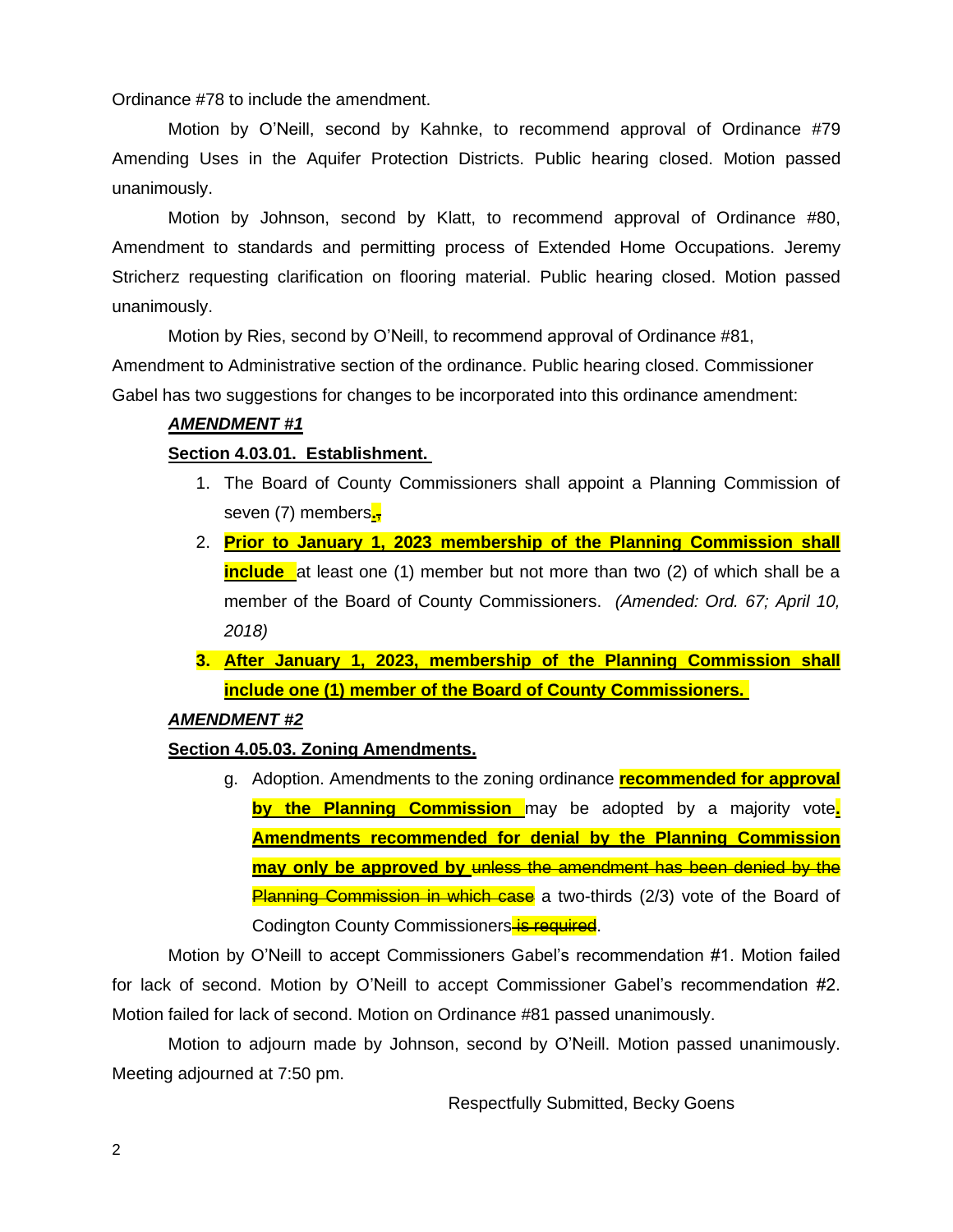Ordinance #78 to include the amendment.

Motion by O'Neill, second by Kahnke, to recommend approval of Ordinance #79 Amending Uses in the Aquifer Protection Districts. Public hearing closed. Motion passed unanimously.

Motion by Johnson, second by Klatt, to recommend approval of Ordinance #80, Amendment to standards and permitting process of Extended Home Occupations. Jeremy Stricherz requesting clarification on flooring material. Public hearing closed. Motion passed unanimously.

Motion by Ries, second by O'Neill, to recommend approval of Ordinance #81, Amendment to Administrative section of the ordinance. Public hearing closed. Commissioner Gabel has two suggestions for changes to be incorporated into this ordinance amendment:

***AMENDMENT #1***

**Section 4.03.01. Establishment.**

1. The Board of County Commissioners shall appoint a Planning Commission of seven (7) members.~~,~~
2. **Prior to January 1, 2023 membership of the Planning Commission shall include** at least one (1) member but not more than two (2) of which shall be a member of the Board of County Commissioners. *(Amended: Ord. 67; April 10, 2018)*
3. **After January 1, 2023, membership of the Planning Commission shall include one (1) member of the Board of County Commissioners.**

***AMENDMENT #2***

**Section 4.05.03. Zoning Amendments.**

g. Adoption. Amendments to the zoning ordinance **recommended for approval by the Planning Commission** may be adopted by a majority vote**.** **Amendments recommended for denial by the Planning Commission may only be approved by** ~~unless the amendment has been denied by the Planning Commission in which case~~ a two-thirds (2/3) vote of the Board of Codington County Commissioners~~ is required~~.

Motion by O'Neill to accept Commissioners Gabel's recommendation #1. Motion failed for lack of second. Motion by O'Neill to accept Commissioner Gabel's recommendation #2. Motion failed for lack of second. Motion on Ordinance #81 passed unanimously.

Motion to adjourn made by Johnson, second by O'Neill. Motion passed unanimously. Meeting adjourned at 7:50 pm.

Respectfully Submitted, Becky Goens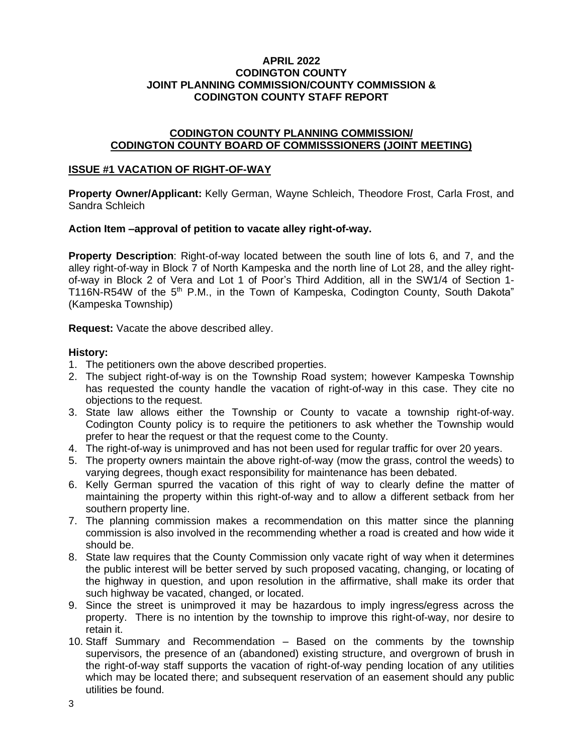**APRIL 2022**
**CODINGTON COUNTY**
**JOINT PLANNING COMMISSION/COUNTY COMMISSION &**
**CODINGTON COUNTY STAFF REPORT**

**CODINGTON COUNTY PLANNING COMMISSION/**
**CODINGTON COUNTY BOARD OF COMMISSSIONERS (JOINT MEETING)**

## ISSUE #1 VACATION OF RIGHT-OF-WAY

**Property Owner/Applicant:** Kelly German, Wayne Schleich, Theodore Frost, Carla Frost, and Sandra Schleich

**Action Item –approval of petition to vacate alley right-of-way.**

**Property Description**: Right-of-way located between the south line of lots 6, and 7, and the alley right-of-way in Block 7 of North Kampeska and the north line of Lot 28, and the alley right-of-way in Block 2 of Vera and Lot 1 of Poor's Third Addition, all in the SW1/4 of Section 1-T116N-R54W of the 5th P.M., in the Town of Kampeska, Codington County, South Dakota" (Kampeska Township)

**Request:** Vacate the above described alley.

**History:**

1. The petitioners own the above described properties.
2. The subject right-of-way is on the Township Road system; however Kampeska Township has requested the county handle the vacation of right-of-way in this case. They cite no objections to the request.
3. State law allows either the Township or County to vacate a township right-of-way. Codington County policy is to require the petitioners to ask whether the Township would prefer to hear the request or that the request come to the County.
4. The right-of-way is unimproved and has not been used for regular traffic for over 20 years.
5. The property owners maintain the above right-of-way (mow the grass, control the weeds) to varying degrees, though exact responsibility for maintenance has been debated.
6. Kelly German spurred the vacation of this right of way to clearly define the matter of maintaining the property within this right-of-way and to allow a different setback from her southern property line.
7. The planning commission makes a recommendation on this matter since the planning commission is also involved in the recommending whether a road is created and how wide it should be.
8. State law requires that the County Commission only vacate right of way when it determines the public interest will be better served by such proposed vacating, changing, or locating of the highway in question, and upon resolution in the affirmative, shall make its order that such highway be vacated, changed, or located.
9. Since the street is unimproved it may be hazardous to imply ingress/egress across the property. There is no intention by the township to improve this right-of-way, nor desire to retain it.
10. Staff Summary and Recommendation – Based on the comments by the township supervisors, the presence of an (abandoned) existing structure, and overgrown of brush in the right-of-way staff supports the vacation of right-of-way pending location of any utilities which may be located there; and subsequent reservation of an easement should any public utilities be found.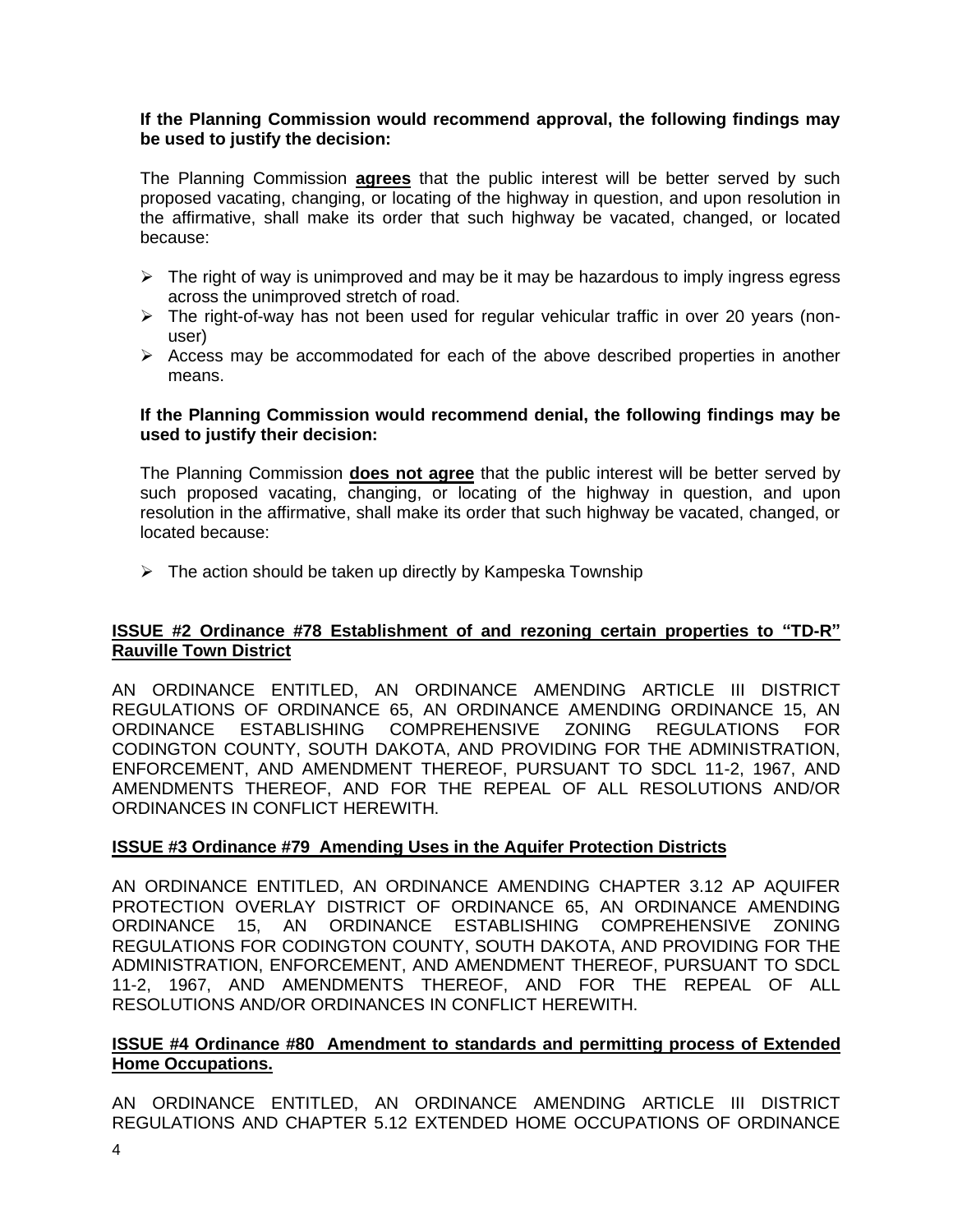**If the Planning Commission would recommend approval, the following findings may be used to justify the decision:**

The Planning Commission **agrees** that the public interest will be better served by such proposed vacating, changing, or locating of the highway in question, and upon resolution in the affirmative, shall make its order that such highway be vacated, changed, or located because:

- The right of way is unimproved and may be it may be hazardous to imply ingress egress across the unimproved stretch of road.
- The right-of-way has not been used for regular vehicular traffic in over 20 years (non-user)
- Access may be accommodated for each of the above described properties in another means.

**If the Planning Commission would recommend denial, the following findings may be used to justify their decision:**

The Planning Commission **does not agree** that the public interest will be better served by such proposed vacating, changing, or locating of the highway in question, and upon resolution in the affirmative, shall make its order that such highway be vacated, changed, or located because:

- The action should be taken up directly by Kampeska Township

**ISSUE #2 Ordinance #78 Establishment of and rezoning certain properties to "TD-R" Rauville Town District**

AN ORDINANCE ENTITLED, AN ORDINANCE AMENDING ARTICLE III DISTRICT REGULATIONS OF ORDINANCE 65, AN ORDINANCE AMENDING ORDINANCE 15, AN ORDINANCE ESTABLISHING COMPREHENSIVE ZONING REGULATIONS FOR CODINGTON COUNTY, SOUTH DAKOTA, AND PROVIDING FOR THE ADMINISTRATION, ENFORCEMENT, AND AMENDMENT THEREOF, PURSUANT TO SDCL 11-2, 1967, AND AMENDMENTS THEREOF, AND FOR THE REPEAL OF ALL RESOLUTIONS AND/OR ORDINANCES IN CONFLICT HEREWITH.

**ISSUE #3 Ordinance #79 Amending Uses in the Aquifer Protection Districts**

AN ORDINANCE ENTITLED, AN ORDINANCE AMENDING CHAPTER 3.12 AP AQUIFER PROTECTION OVERLAY DISTRICT OF ORDINANCE 65, AN ORDINANCE AMENDING ORDINANCE 15, AN ORDINANCE ESTABLISHING COMPREHENSIVE ZONING REGULATIONS FOR CODINGTON COUNTY, SOUTH DAKOTA, AND PROVIDING FOR THE ADMINISTRATION, ENFORCEMENT, AND AMENDMENT THEREOF, PURSUANT TO SDCL 11-2, 1967, AND AMENDMENTS THEREOF, AND FOR THE REPEAL OF ALL RESOLUTIONS AND/OR ORDINANCES IN CONFLICT HEREWITH.

**ISSUE #4 Ordinance #80 Amendment to standards and permitting process of Extended Home Occupations.**

AN ORDINANCE ENTITLED, AN ORDINANCE AMENDING ARTICLE III DISTRICT REGULATIONS AND CHAPTER 5.12 EXTENDED HOME OCCUPATIONS OF ORDINANCE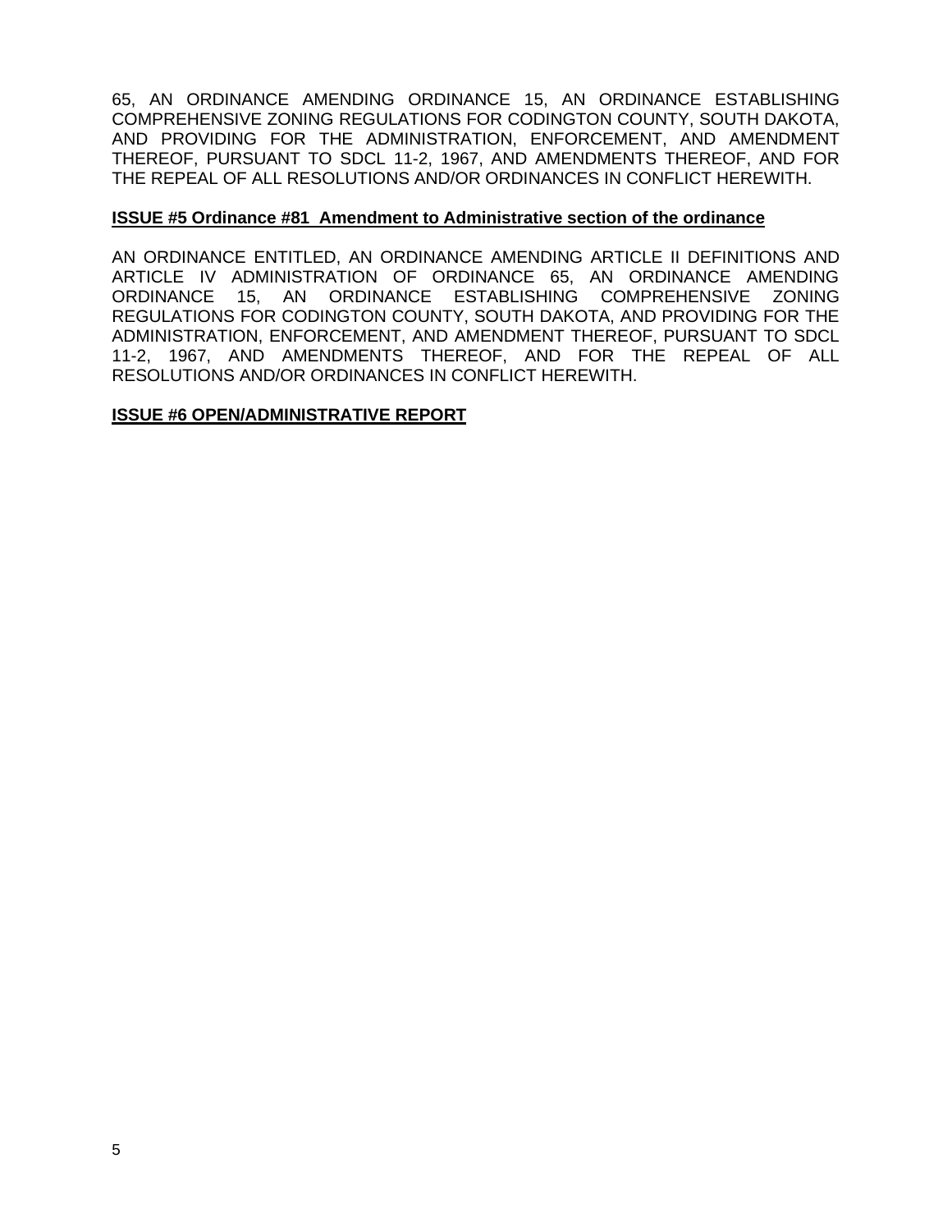65, AN ORDINANCE AMENDING ORDINANCE 15, AN ORDINANCE ESTABLISHING COMPREHENSIVE ZONING REGULATIONS FOR CODINGTON COUNTY, SOUTH DAKOTA, AND PROVIDING FOR THE ADMINISTRATION, ENFORCEMENT, AND AMENDMENT THEREOF, PURSUANT TO SDCL 11-2, 1967, AND AMENDMENTS THEREOF, AND FOR THE REPEAL OF ALL RESOLUTIONS AND/OR ORDINANCES IN CONFLICT HEREWITH.

**ISSUE #5 Ordinance #81 Amendment to Administrative section of the ordinance**

AN ORDINANCE ENTITLED, AN ORDINANCE AMENDING ARTICLE II DEFINITIONS AND ARTICLE IV ADMINISTRATION OF ORDINANCE 65, AN ORDINANCE AMENDING ORDINANCE 15, AN ORDINANCE ESTABLISHING COMPREHENSIVE ZONING REGULATIONS FOR CODINGTON COUNTY, SOUTH DAKOTA, AND PROVIDING FOR THE ADMINISTRATION, ENFORCEMENT, AND AMENDMENT THEREOF, PURSUANT TO SDCL 11-2, 1967, AND AMENDMENTS THEREOF, AND FOR THE REPEAL OF ALL RESOLUTIONS AND/OR ORDINANCES IN CONFLICT HEREWITH.

**ISSUE #6 OPEN/ADMINISTRATIVE REPORT**